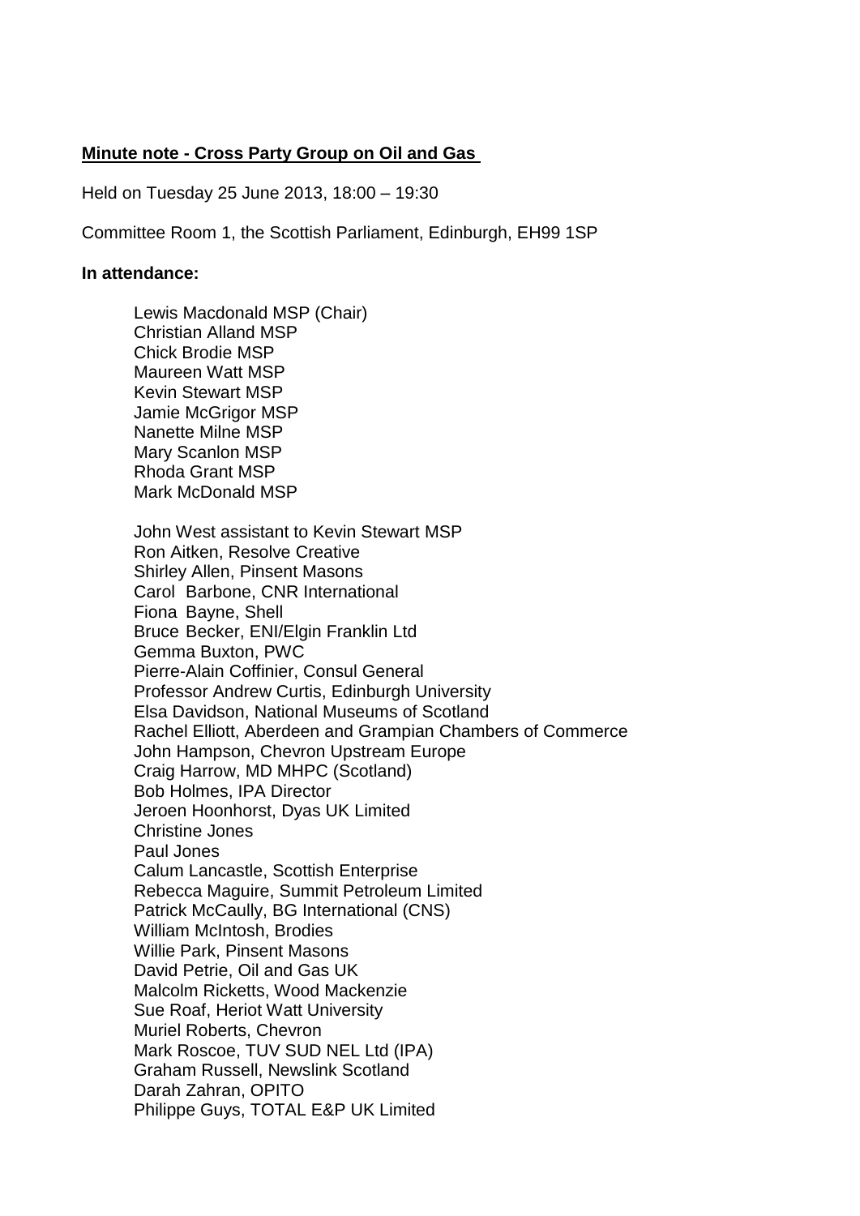**Minute note - Cross Party Group on Oil and Gas**

Held on Tuesday 25 June 2013, 18:00 – 19:30

Committee Room 1, the Scottish Parliament, Edinburgh, EH99 1SP

**In attendance:**

Lewis Macdonald MSP (Chair)
Christian Alland MSP
Chick Brodie MSP
Maureen Watt MSP
Kevin Stewart MSP
Jamie McGrigor MSP
Nanette Milne MSP
Mary Scanlon MSP
Rhoda Grant MSP
Mark McDonald MSP

John West assistant to Kevin Stewart MSP
Ron Aitken, Resolve Creative
Shirley Allen, Pinsent Masons
Carol Barbone, CNR International
Fiona Bayne, Shell
Bruce Becker, ENI/Elgin Franklin Ltd
Gemma Buxton, PWC
Pierre-Alain Coffinier, Consul General
Professor Andrew Curtis, Edinburgh University
Elsa Davidson, National Museums of Scotland
Rachel Elliott, Aberdeen and Grampian Chambers of Commerce
John Hampson, Chevron Upstream Europe
Craig Harrow, MD MHPC (Scotland)
Bob Holmes, IPA Director
Jeroen Hoonhorst, Dyas UK Limited
Christine Jones
Paul Jones
Calum Lancastle, Scottish Enterprise
Rebecca Maguire, Summit Petroleum Limited
Patrick McCaully, BG International (CNS)
William McIntosh, Brodies
Willie Park, Pinsent Masons
David Petrie, Oil and Gas UK
Malcolm Ricketts, Wood Mackenzie
Sue Roaf, Heriot Watt University
Muriel Roberts, Chevron
Mark Roscoe, TUV SUD NEL Ltd (IPA)
Graham Russell, Newslink Scotland
Darah Zahran, OPITO
Philippe Guys, TOTAL E&P UK Limited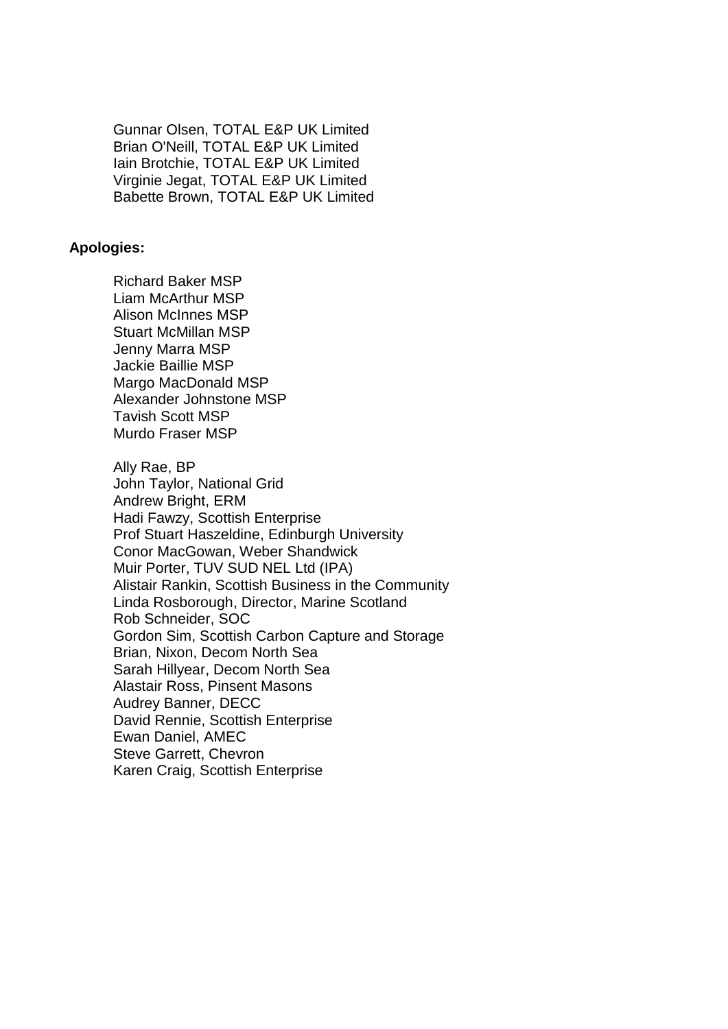Gunnar Olsen, TOTAL E&P UK Limited
Brian O'Neill, TOTAL E&P UK Limited
Iain Brotchie, TOTAL E&P UK Limited
Virginie Jegat, TOTAL E&P UK Limited
Babette Brown, TOTAL E&P UK Limited

**Apologies:**

Richard Baker MSP
Liam McArthur MSP
Alison McInnes MSP
Stuart McMillan MSP
Jenny Marra MSP
Jackie Baillie MSP
Margo MacDonald MSP
Alexander Johnstone MSP
Tavish Scott MSP
Murdo Fraser MSP

Ally Rae, BP
John Taylor, National Grid
Andrew Bright, ERM
Hadi Fawzy, Scottish Enterprise
Prof Stuart Haszeldine, Edinburgh University
Conor MacGowan, Weber Shandwick
Muir Porter, TUV SUD NEL Ltd (IPA)
Alistair Rankin, Scottish Business in the Community
Linda Rosborough, Director, Marine Scotland
Rob Schneider, SOC
Gordon Sim, Scottish Carbon Capture and Storage
Brian, Nixon, Decom North Sea
Sarah Hillyear, Decom North Sea
Alastair Ross, Pinsent Masons
Audrey Banner, DECC
David Rennie, Scottish Enterprise
Ewan Daniel, AMEC
Steve Garrett, Chevron
Karen Craig, Scottish Enterprise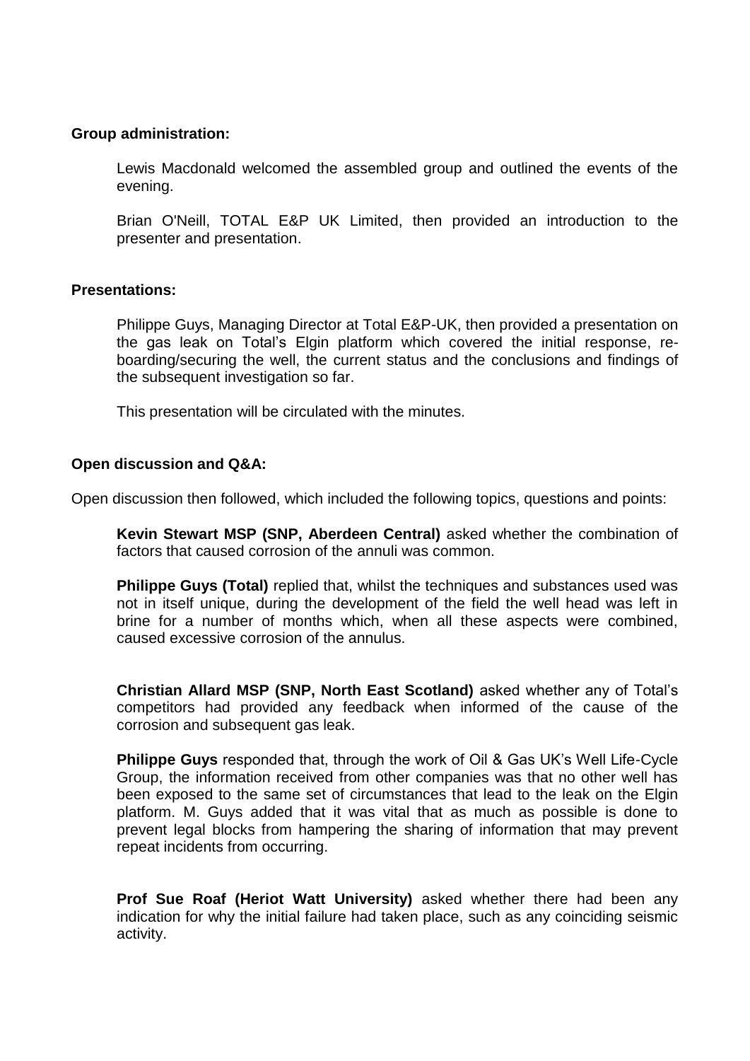**Group administration:**

Lewis Macdonald welcomed the assembled group and outlined the events of the evening.

Brian O'Neill, TOTAL E&P UK Limited, then provided an introduction to the presenter and presentation.

**Presentations:**

Philippe Guys, Managing Director at Total E&P-UK, then provided a presentation on the gas leak on Total's Elgin platform which covered the initial response, re-boarding/securing the well, the current status and the conclusions and findings of the subsequent investigation so far.

This presentation will be circulated with the minutes.

**Open discussion and Q&A:**

Open discussion then followed, which included the following topics, questions and points:

**Kevin Stewart MSP (SNP, Aberdeen Central)** asked whether the combination of factors that caused corrosion of the annuli was common.

**Philippe Guys (Total)** replied that, whilst the techniques and substances used was not in itself unique, during the development of the field the well head was left in brine for a number of months which, when all these aspects were combined, caused excessive corrosion of the annulus.

**Christian Allard MSP (SNP, North East Scotland)** asked whether any of Total's competitors had provided any feedback when informed of the cause of the corrosion and subsequent gas leak.

**Philippe Guys** responded that, through the work of Oil & Gas UK's Well Life-Cycle Group, the information received from other companies was that no other well has been exposed to the same set of circumstances that lead to the leak on the Elgin platform. M. Guys added that it was vital that as much as possible is done to prevent legal blocks from hampering the sharing of information that may prevent repeat incidents from occurring.

**Prof Sue Roaf (Heriot Watt University)** asked whether there had been any indication for why the initial failure had taken place, such as any coinciding seismic activity.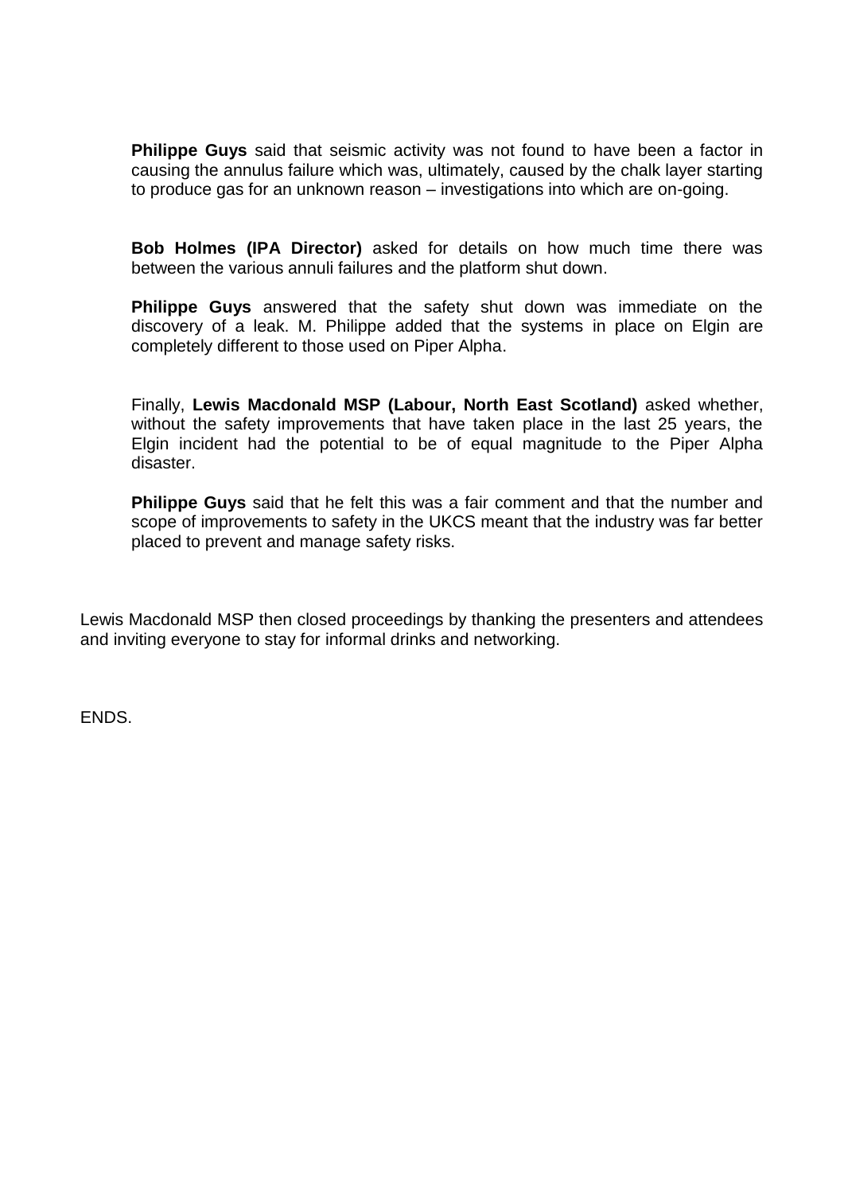**Philippe Guys** said that seismic activity was not found to have been a factor in causing the annulus failure which was, ultimately, caused by the chalk layer starting to produce gas for an unknown reason – investigations into which are on-going.

**Bob Holmes (IPA Director)** asked for details on how much time there was between the various annuli failures and the platform shut down.

**Philippe Guys** answered that the safety shut down was immediate on the discovery of a leak. M. Philippe added that the systems in place on Elgin are completely different to those used on Piper Alpha.

Finally, **Lewis Macdonald MSP (Labour, North East Scotland)** asked whether, without the safety improvements that have taken place in the last 25 years, the Elgin incident had the potential to be of equal magnitude to the Piper Alpha disaster.

**Philippe Guys** said that he felt this was a fair comment and that the number and scope of improvements to safety in the UKCS meant that the industry was far better placed to prevent and manage safety risks.

Lewis Macdonald MSP then closed proceedings by thanking the presenters and attendees and inviting everyone to stay for informal drinks and networking.

ENDS.